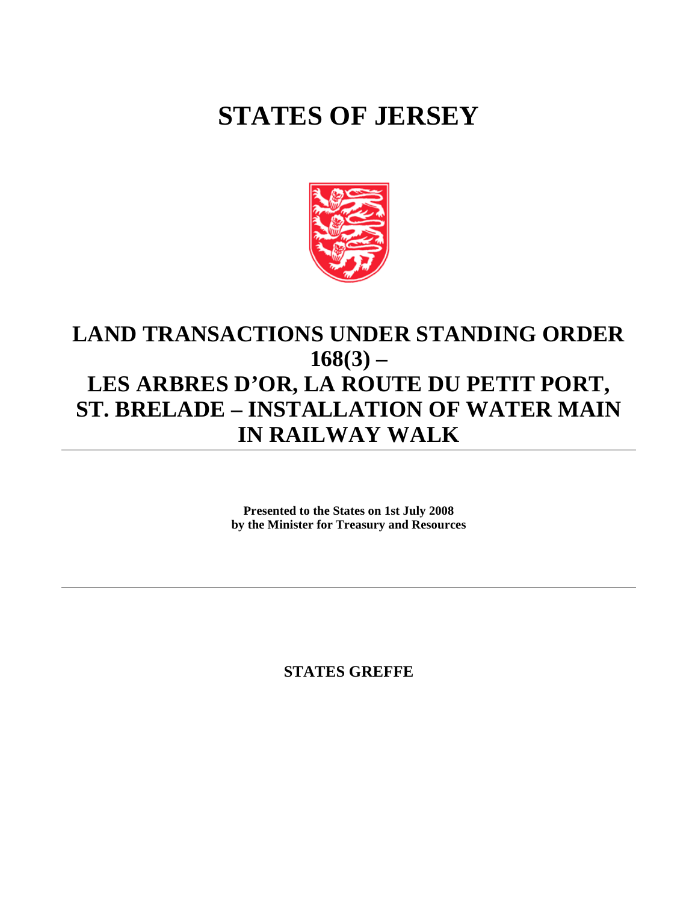# STATES OF JERSEY

## LAND TRANSACTIONS UNDER STANDING ORDER 168(3) – LES ARBRES D'OR, LA ROUTE DU PETIT PORT, ST. BRELADE – INSTALLATION OF WATER MAIN IN RAILWAY WALK

**Presented to the States on 1st July 2008**
**by the Minister for Treasury and Resources**

---

**STATES GREFFE**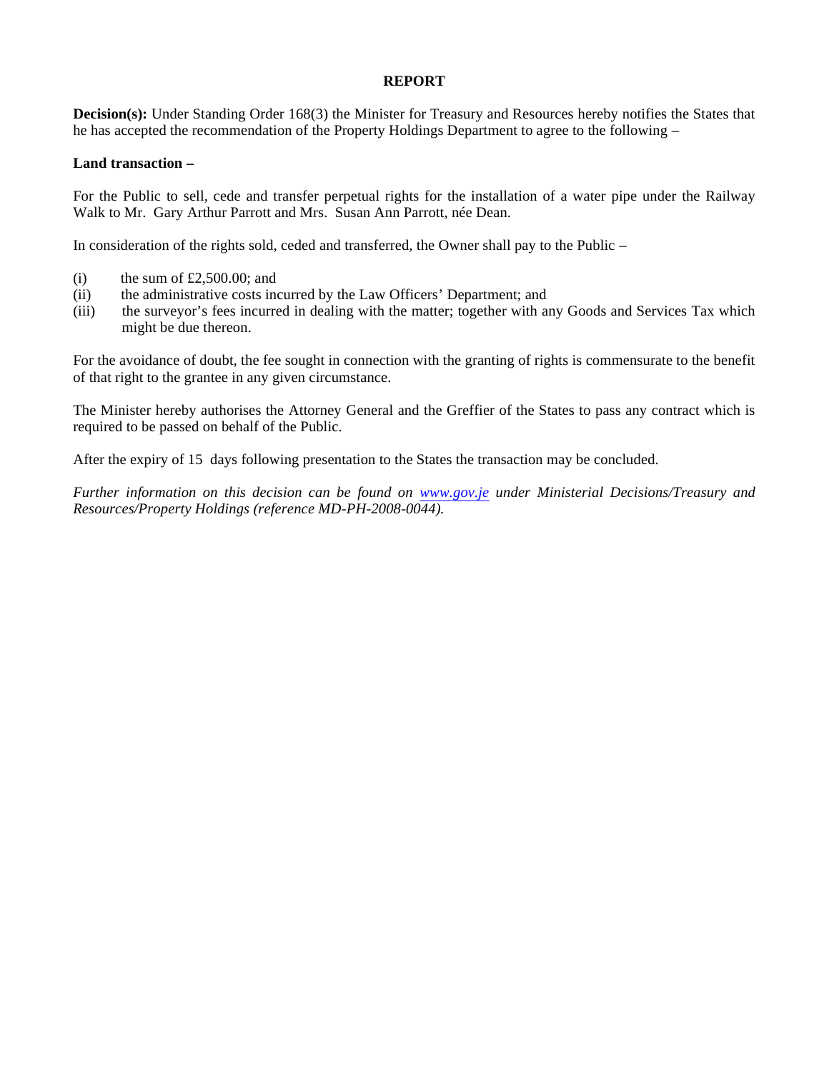**REPORT**

**Decision(s):** Under Standing Order 168(3) the Minister for Treasury and Resources hereby notifies the States that he has accepted the recommendation of the Property Holdings Department to agree to the following –

**Land transaction –**

For the Public to sell, cede and transfer perpetual rights for the installation of a water pipe under the Railway Walk to Mr. Gary Arthur Parrott and Mrs. Susan Ann Parrott, née Dean.

In consideration of the rights sold, ceded and transferred, the Owner shall pay to the Public –

(i) the sum of £2,500.00; and
(ii) the administrative costs incurred by the Law Officers' Department; and
(iii) the surveyor's fees incurred in dealing with the matter; together with any Goods and Services Tax which might be due thereon.

For the avoidance of doubt, the fee sought in connection with the granting of rights is commensurate to the benefit of that right to the grantee in any given circumstance.

The Minister hereby authorises the Attorney General and the Greffier of the States to pass any contract which is required to be passed on behalf of the Public.

After the expiry of 15 days following presentation to the States the transaction may be concluded.

*Further information on this decision can be found on [www.gov.je](http://www.gov.je) under Ministerial Decisions/Treasury and Resources/Property Holdings (reference MD-PH-2008-0044).*